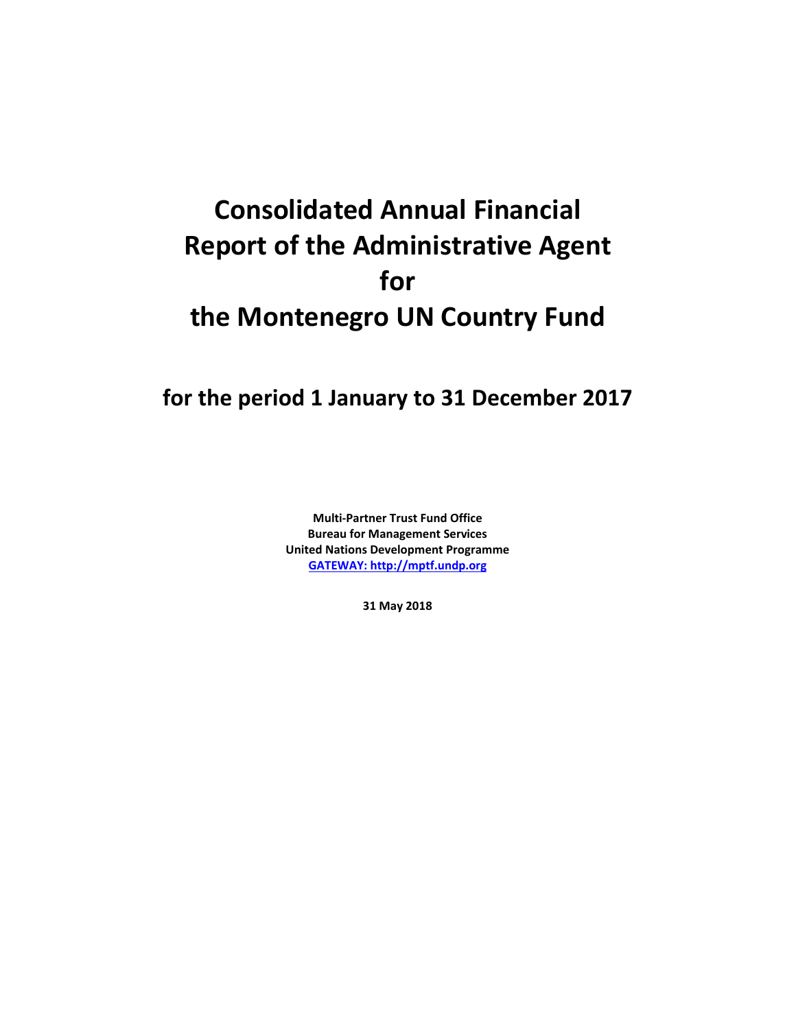# Consolidated Annual Financial Report of the Administrative Agent for the Montenegro UN Country Fund

## for the period 1 January to 31 December 2017

**Multi-Partner Trust Fund Office**
**Bureau for Management Services**
**United Nations Development Programme**
**GATEWAY: http://mptf.undp.org**

**31 May 2018**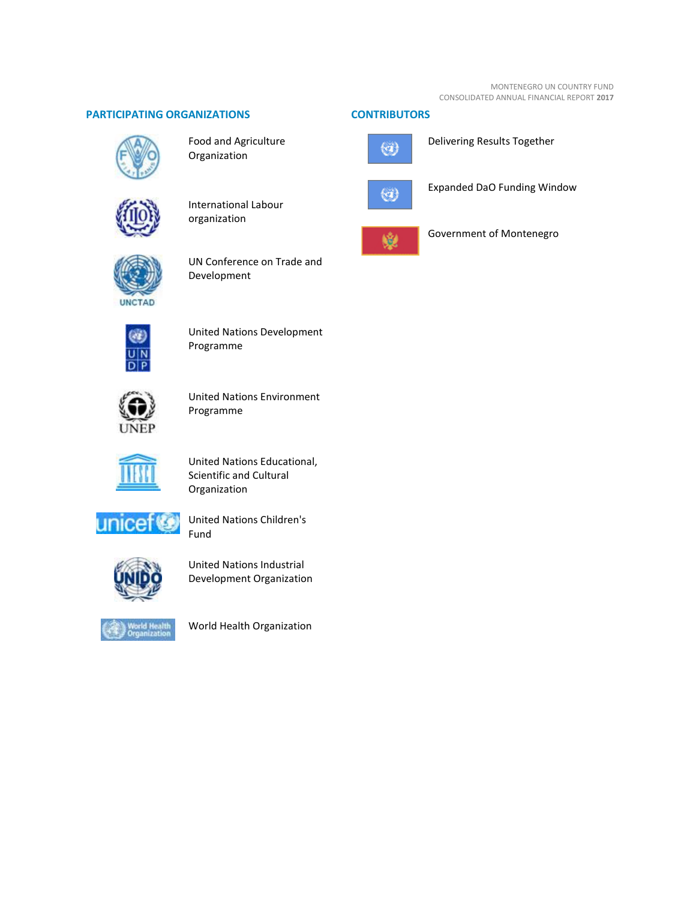## PARTICIPATING ORGANIZATIONS

- Food and Agriculture Organization
- International Labour organization
- UN Conference on Trade and Development
- United Nations Development Programme
- United Nations Environment Programme
- United Nations Educational, Scientific and Cultural Organization
- United Nations Children's Fund
- United Nations Industrial Development Organization
- World Health Organization

## CONTRIBUTORS

- Delivering Results Together
- Expanded DaO Funding Window
- Government of Montenegro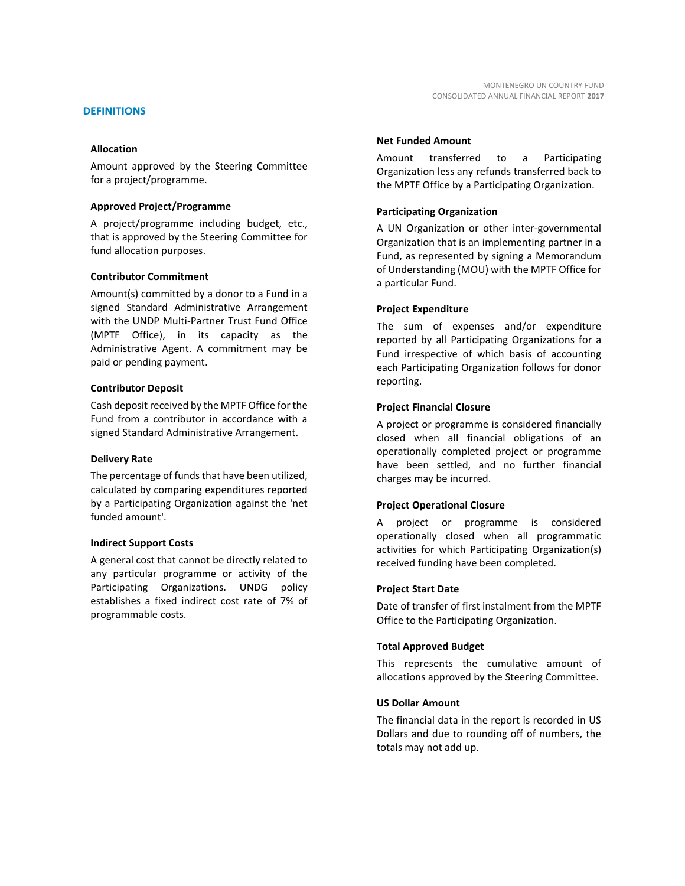## DEFINITIONS

### Allocation

Amount approved by the Steering Committee for a project/programme.

### Approved Project/Programme

A project/programme including budget, etc., that is approved by the Steering Committee for fund allocation purposes.

### Contributor Commitment

Amount(s) committed by a donor to a Fund in a signed Standard Administrative Arrangement with the UNDP Multi-Partner Trust Fund Office (MPTF Office), in its capacity as the Administrative Agent. A commitment may be paid or pending payment.

### Contributor Deposit

Cash deposit received by the MPTF Office for the Fund from a contributor in accordance with a signed Standard Administrative Arrangement.

### Delivery Rate

The percentage of funds that have been utilized, calculated by comparing expenditures reported by a Participating Organization against the 'net funded amount'.

### Indirect Support Costs

A general cost that cannot be directly related to any particular programme or activity of the Participating Organizations. UNDG policy establishes a fixed indirect cost rate of 7% of programmable costs.

### Net Funded Amount

Amount transferred to a Participating Organization less any refunds transferred back to the MPTF Office by a Participating Organization.

### Participating Organization

A UN Organization or other inter-governmental Organization that is an implementing partner in a Fund, as represented by signing a Memorandum of Understanding (MOU) with the MPTF Office for a particular Fund.

### Project Expenditure

The sum of expenses and/or expenditure reported by all Participating Organizations for a Fund irrespective of which basis of accounting each Participating Organization follows for donor reporting.

### Project Financial Closure

A project or programme is considered financially closed when all financial obligations of an operationally completed project or programme have been settled, and no further financial charges may be incurred.

### Project Operational Closure

A project or programme is considered operationally closed when all programmatic activities for which Participating Organization(s) received funding have been completed.

### Project Start Date

Date of transfer of first instalment from the MPTF Office to the Participating Organization.

### Total Approved Budget

This represents the cumulative amount of allocations approved by the Steering Committee.

### US Dollar Amount

The financial data in the report is recorded in US Dollars and due to rounding off of numbers, the totals may not add up.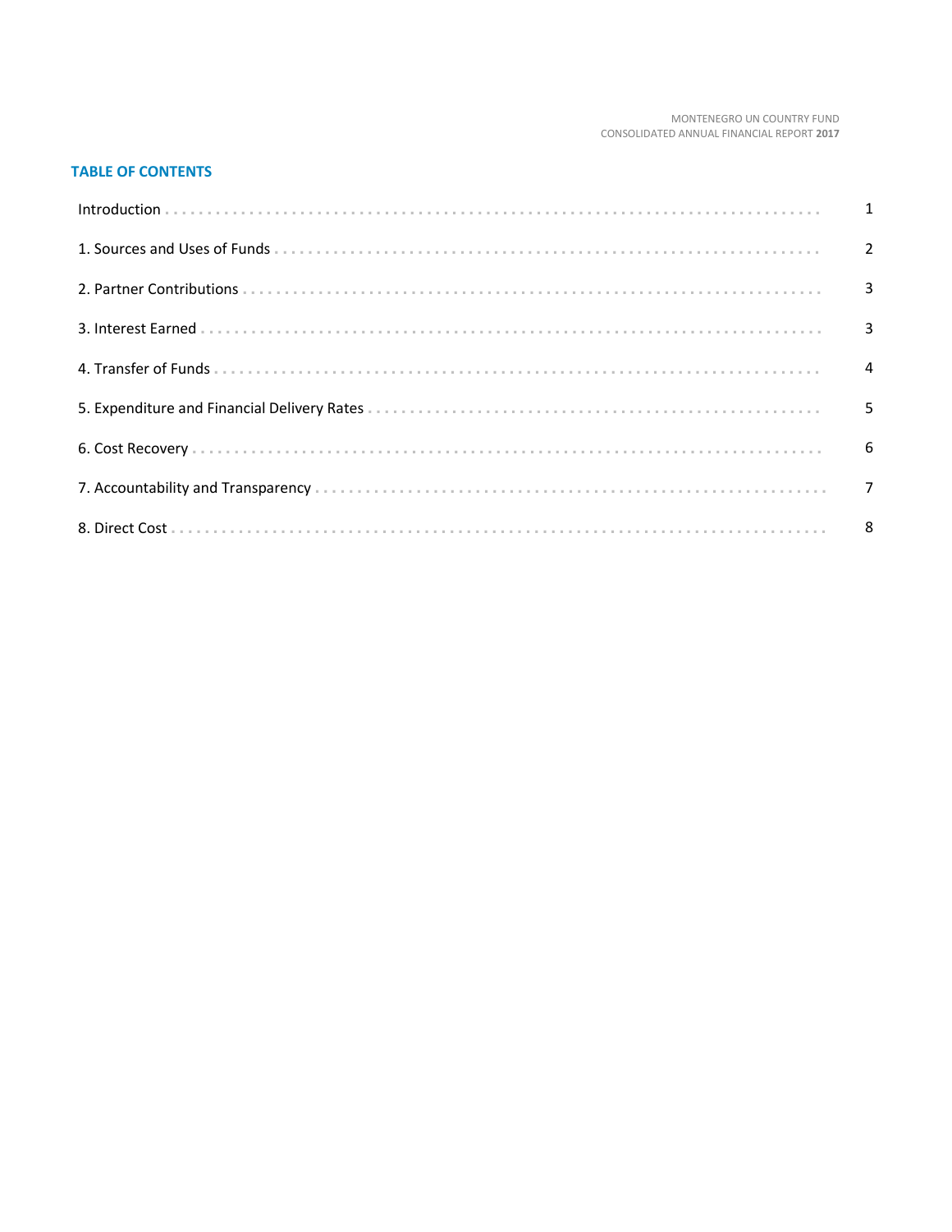## TABLE OF CONTENTS

| | |
|---|---|
| Introduction | 1 |
| 1. Sources and Uses of Funds | 2 |
| 2. Partner Contributions | 3 |
| 3. Interest Earned | 3 |
| 4. Transfer of Funds | 4 |
| 5. Expenditure and Financial Delivery Rates | 5 |
| 6. Cost Recovery | 6 |
| 7. Accountability and Transparency | 7 |
| 8. Direct Cost | 8 |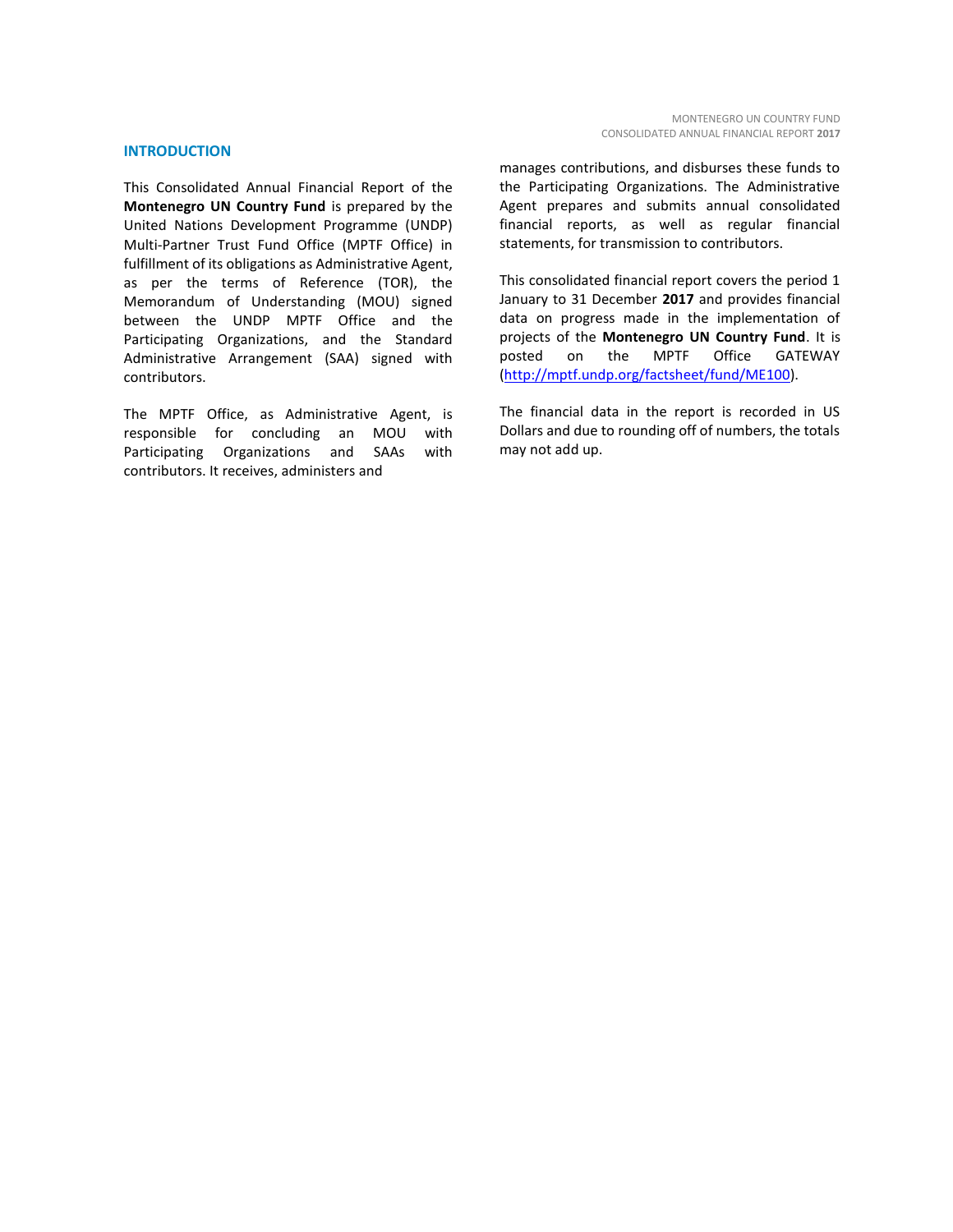## INTRODUCTION

This Consolidated Annual Financial Report of the **Montenegro UN Country Fund** is prepared by the United Nations Development Programme (UNDP) Multi-Partner Trust Fund Office (MPTF Office) in fulfillment of its obligations as Administrative Agent, as per the terms of Reference (TOR), the Memorandum of Understanding (MOU) signed between the UNDP MPTF Office and the Participating Organizations, and the Standard Administrative Arrangement (SAA) signed with contributors.

The MPTF Office, as Administrative Agent, is responsible for concluding an MOU with Participating Organizations and SAAs with contributors. It receives, administers and manages contributions, and disburses these funds to the Participating Organizations. The Administrative Agent prepares and submits annual consolidated financial reports, as well as regular financial statements, for transmission to contributors.

This consolidated financial report covers the period 1 January to 31 December **2017** and provides financial data on progress made in the implementation of projects of the **Montenegro UN Country Fund**. It is posted on the MPTF Office GATEWAY ([http://mptf.undp.org/factsheet/fund/ME100](http://mptf.undp.org/factsheet/fund/ME100)).

The financial data in the report is recorded in US Dollars and due to rounding off of numbers, the totals may not add up.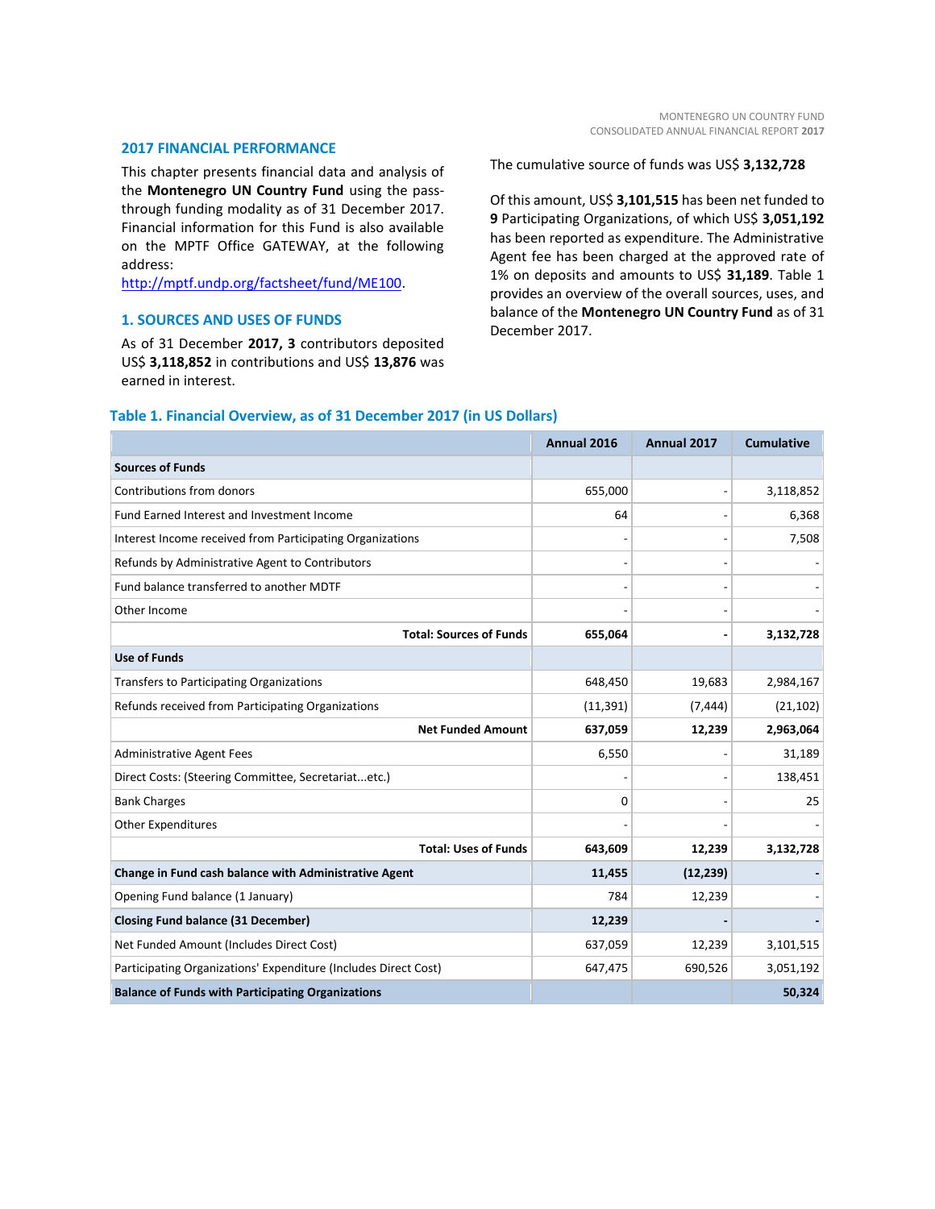## 2017 FINANCIAL PERFORMANCE

This chapter presents financial data and analysis of the **Montenegro UN Country Fund** using the pass-through funding modality as of 31 December 2017. Financial information for this Fund is also available on the MPTF Office GATEWAY, at the following address: http://mptf.undp.org/factsheet/fund/ME100.

## 1. SOURCES AND USES OF FUNDS

As of 31 December **2017, 3** contributors deposited US$ **3,118,852** in contributions and US$ **13,876** was earned in interest.

The cumulative source of funds was US$ **3,132,728**

Of this amount, US$ **3,101,515** has been net funded to **9** Participating Organizations, of which US$ **3,051,192** has been reported as expenditure. The Administrative Agent fee has been charged at the approved rate of 1% on deposits and amounts to US$ **31,189**. Table 1 provides an overview of the overall sources, uses, and balance of the **Montenegro UN Country Fund** as of 31 December 2017.

### Table 1. Financial Overview, as of 31 December 2017 (in US Dollars)

| | Annual 2016 | Annual 2017 | Cumulative |
|---|---|---|---|
| **Sources of Funds** | | | |
| Contributions from donors | 655,000 | - | 3,118,852 |
| Fund Earned Interest and Investment Income | 64 | - | 6,368 |
| Interest Income received from Participating Organizations | - | - | 7,508 |
| Refunds by Administrative Agent to Contributors | - | - | - |
| Fund balance transferred to another MDTF | - | - | - |
| Other Income | - | - | - |
| **Total: Sources of Funds** | **655,064** | **-** | **3,132,728** |
| **Use of Funds** | | | |
| Transfers to Participating Organizations | 648,450 | 19,683 | 2,984,167 |
| Refunds received from Participating Organizations | (11,391) | (7,444) | (21,102) |
| **Net Funded Amount** | **637,059** | **12,239** | **2,963,064** |
| Administrative Agent Fees | 6,550 | - | 31,189 |
| Direct Costs: (Steering Committee, Secretariat...etc.) | - | - | 138,451 |
| Bank Charges | 0 | - | 25 |
| Other Expenditures | - | - | - |
| **Total: Uses of Funds** | **643,609** | **12,239** | **3,132,728** |
| **Change in Fund cash balance with Administrative Agent** | **11,455** | **(12,239)** | **-** |
| Opening Fund balance (1 January) | 784 | 12,239 | - |
| **Closing Fund balance (31 December)** | **12,239** | **-** | **-** |
| Net Funded Amount (Includes Direct Cost) | 637,059 | 12,239 | 3,101,515 |
| Participating Organizations' Expenditure (Includes Direct Cost) | 647,475 | 690,526 | 3,051,192 |
| **Balance of Funds with Participating Organizations** | | | **50,324** |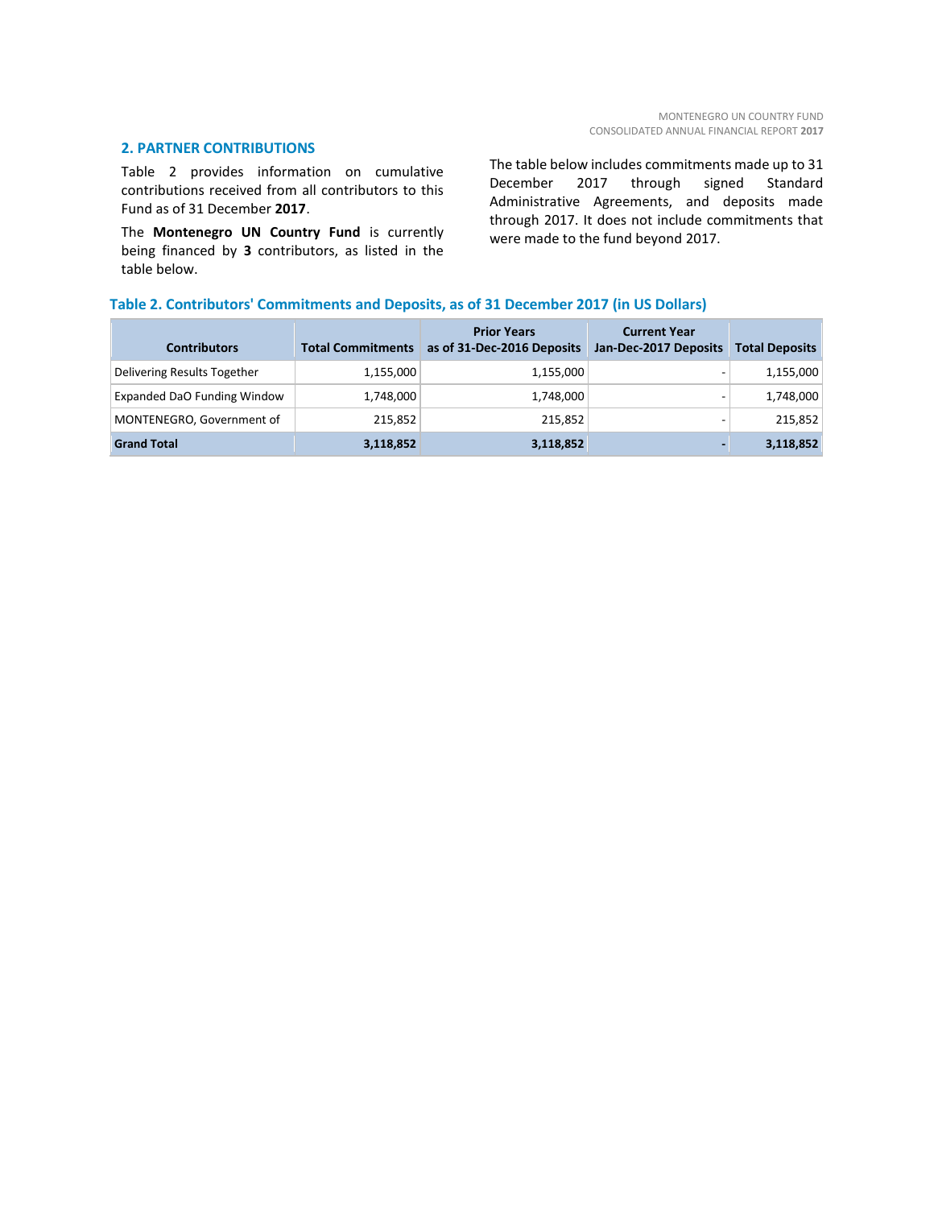## 2. PARTNER CONTRIBUTIONS

Table 2 provides information on cumulative contributions received from all contributors to this Fund as of 31 December **2017**.

The **Montenegro UN Country Fund** is currently being financed by **3** contributors, as listed in the table below.

The table below includes commitments made up to 31 December 2017 through signed Standard Administrative Agreements, and deposits made through 2017. It does not include commitments that were made to the fund beyond 2017.

**Table 2. Contributors' Commitments and Deposits, as of 31 December 2017 (in US Dollars)**

| Contributors | Total Commitments | Prior Years as of 31-Dec-2016 Deposits | Current Year Jan-Dec-2017 Deposits | Total Deposits |
|---|---|---|---|---|
| Delivering Results Together | 1,155,000 | 1,155,000 | - | 1,155,000 |
| Expanded DaO Funding Window | 1,748,000 | 1,748,000 | - | 1,748,000 |
| MONTENEGRO, Government of | 215,852 | 215,852 | - | 215,852 |
| **Grand Total** | **3,118,852** | **3,118,852** | **-** | **3,118,852** |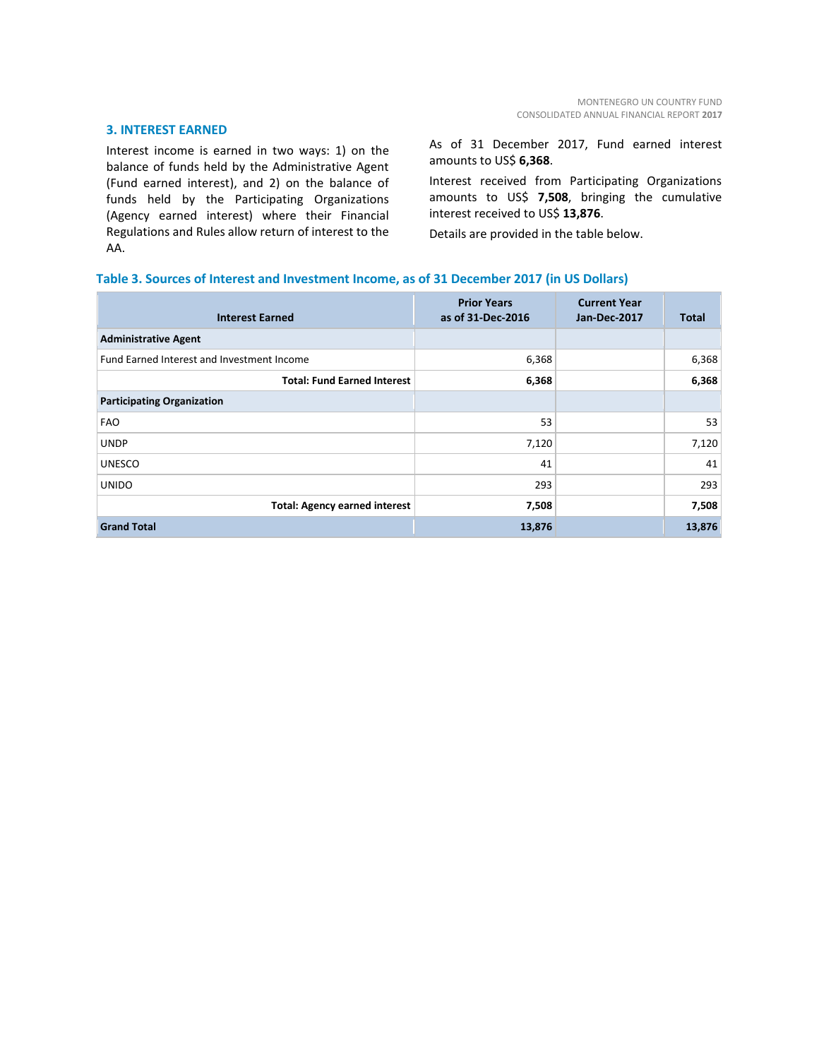## 3. INTEREST EARNED

Interest income is earned in two ways: 1) on the balance of funds held by the Administrative Agent (Fund earned interest), and 2) on the balance of funds held by the Participating Organizations (Agency earned interest) where their Financial Regulations and Rules allow return of interest to the AA.

As of 31 December 2017, Fund earned interest amounts to US$ **6,368**.

Interest received from Participating Organizations amounts to US$ **7,508**, bringing the cumulative interest received to US$ **13,876**.

Details are provided in the table below.

**Table 3. Sources of Interest and Investment Income, as of 31 December 2017 (in US Dollars)**

| Interest Earned | Prior Years as of 31-Dec-2016 | Current Year Jan-Dec-2017 | Total |
|---|---|---|---|
| **Administrative Agent** | | | |
| Fund Earned Interest and Investment Income | 6,368 | | 6,368 |
| **Total: Fund Earned Interest** | **6,368** | | **6,368** |
| **Participating Organization** | | | |
| FAO | 53 | | 53 |
| UNDP | 7,120 | | 7,120 |
| UNESCO | 41 | | 41 |
| UNIDO | 293 | | 293 |
| **Total: Agency earned interest** | **7,508** | | **7,508** |
| **Grand Total** | **13,876** | | **13,876** |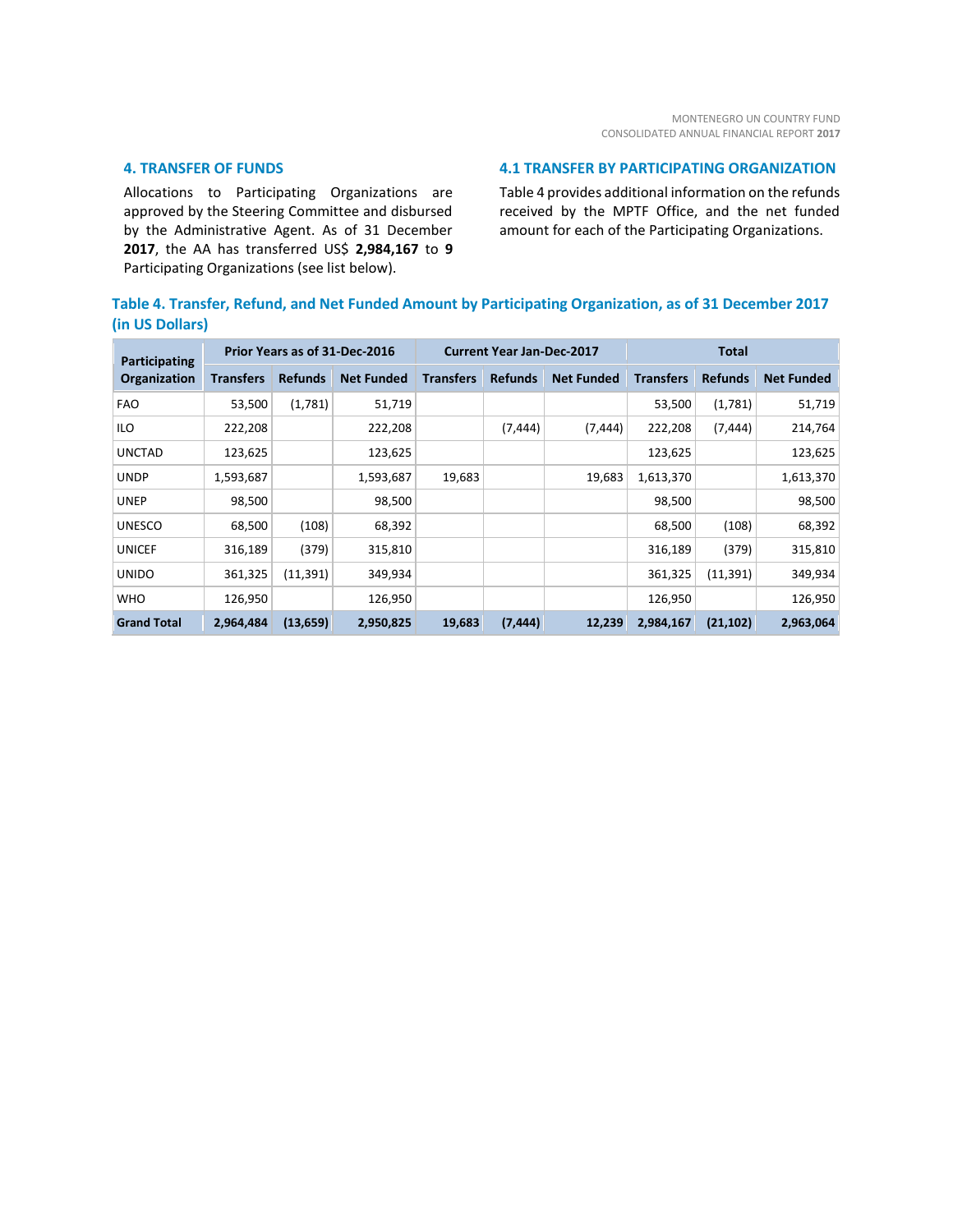## 4. TRANSFER OF FUNDS

Allocations to Participating Organizations are approved by the Steering Committee and disbursed by the Administrative Agent. As of 31 December **2017**, the AA has transferred US$ **2,984,167** to **9** Participating Organizations (see list below).

## 4.1 TRANSFER BY PARTICIPATING ORGANIZATION

Table 4 provides additional information on the refunds received by the MPTF Office, and the net funded amount for each of the Participating Organizations.

**Table 4. Transfer, Refund, and Net Funded Amount by Participating Organization, as of 31 December 2017 (in US Dollars)**

| Participating Organization | Prior Years as of 31-Dec-2016 | | | Current Year Jan-Dec-2017 | | | Total | | |
|---|---|---|---|---|---|---|---|---|---|
| | Transfers | Refunds | Net Funded | Transfers | Refunds | Net Funded | Transfers | Refunds | Net Funded |
| FAO | 53,500 | (1,781) | 51,719 | | | | 53,500 | (1,781) | 51,719 |
| ILO | 222,208 | | 222,208 | | (7,444) | (7,444) | 222,208 | (7,444) | 214,764 |
| UNCTAD | 123,625 | | 123,625 | | | | 123,625 | | 123,625 |
| UNDP | 1,593,687 | | 1,593,687 | 19,683 | | 19,683 | 1,613,370 | | 1,613,370 |
| UNEP | 98,500 | | 98,500 | | | | 98,500 | | 98,500 |
| UNESCO | 68,500 | (108) | 68,392 | | | | 68,500 | (108) | 68,392 |
| UNICEF | 316,189 | (379) | 315,810 | | | | 316,189 | (379) | 315,810 |
| UNIDO | 361,325 | (11,391) | 349,934 | | | | 361,325 | (11,391) | 349,934 |
| WHO | 126,950 | | 126,950 | | | | 126,950 | | 126,950 |
| **Grand Total** | **2,964,484** | **(13,659)** | **2,950,825** | **19,683** | **(7,444)** | **12,239** | **2,984,167** | **(21,102)** | **2,963,064** |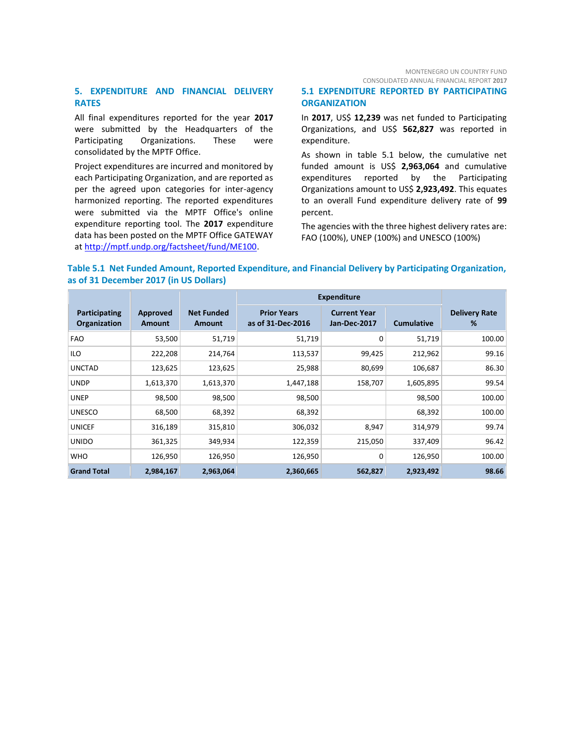## 5. EXPENDITURE AND FINANCIAL DELIVERY RATES

All final expenditures reported for the year **2017** were submitted by the Headquarters of the Participating Organizations. These were consolidated by the MPTF Office.

Project expenditures are incurred and monitored by each Participating Organization, and are reported as per the agreed upon categories for inter-agency harmonized reporting. The reported expenditures were submitted via the MPTF Office's online expenditure reporting tool. The **2017** expenditure data has been posted on the MPTF Office GATEWAY at http://mptf.undp.org/factsheet/fund/ME100.

### 5.1 EXPENDITURE REPORTED BY PARTICIPATING ORGANIZATION

In **2017**, US$ **12,239** was net funded to Participating Organizations, and US$ **562,827** was reported in expenditure.

As shown in table 5.1 below, the cumulative net funded amount is US$ **2,963,064** and cumulative expenditures reported by the Participating Organizations amount to US$ **2,923,492**. This equates to an overall Fund expenditure delivery rate of **99** percent.

The agencies with the three highest delivery rates are: FAO (100%), UNEP (100%) and UNESCO (100%)

**Table 5.1 Net Funded Amount, Reported Expenditure, and Financial Delivery by Participating Organization, as of 31 December 2017 (in US Dollars)**

| Participating Organization | Approved Amount | Net Funded Amount | Expenditure | | | Delivery Rate % |
|---|---|---|---|---|---|---|
| | | | Prior Years as of 31-Dec-2016 | Current Year Jan-Dec-2017 | Cumulative | |
| FAO | 53,500 | 51,719 | 51,719 | 0 | 51,719 | 100.00 |
| ILO | 222,208 | 214,764 | 113,537 | 99,425 | 212,962 | 99.16 |
| UNCTAD | 123,625 | 123,625 | 25,988 | 80,699 | 106,687 | 86.30 |
| UNDP | 1,613,370 | 1,613,370 | 1,447,188 | 158,707 | 1,605,895 | 99.54 |
| UNEP | 98,500 | 98,500 | 98,500 | | 98,500 | 100.00 |
| UNESCO | 68,500 | 68,392 | 68,392 | | 68,392 | 100.00 |
| UNICEF | 316,189 | 315,810 | 306,032 | 8,947 | 314,979 | 99.74 |
| UNIDO | 361,325 | 349,934 | 122,359 | 215,050 | 337,409 | 96.42 |
| WHO | 126,950 | 126,950 | 126,950 | 0 | 126,950 | 100.00 |
| **Grand Total** | **2,984,167** | **2,963,064** | **2,360,665** | **562,827** | **2,923,492** | **98.66** |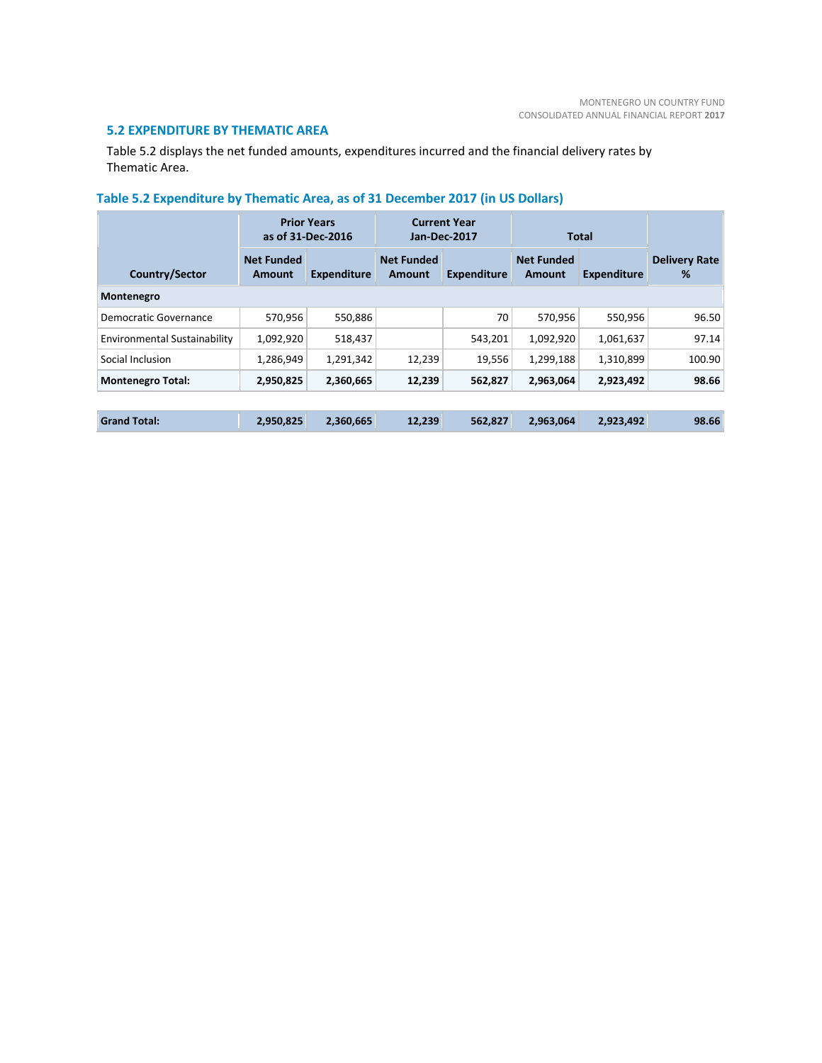## 5.2 EXPENDITURE BY THEMATIC AREA

Table 5.2 displays the net funded amounts, expenditures incurred and the financial delivery rates by Thematic Area.

### Table 5.2 Expenditure by Thematic Area, as of 31 December 2017 (in US Dollars)

| | Prior Years as of 31-Dec-2016 | | Current Year Jan-Dec-2017 | | Total | | |
|---|---|---|---|---|---|---|---|
| **Country/Sector** | **Net Funded Amount** | **Expenditure** | **Net Funded Amount** | **Expenditure** | **Net Funded Amount** | **Expenditure** | **Delivery Rate %** |
| **Montenegro** | | | | | | | |
| Democratic Governance | 570,956 | 550,886 | | 70 | 570,956 | 550,956 | 96.50 |
| Environmental Sustainability | 1,092,920 | 518,437 | | 543,201 | 1,092,920 | 1,061,637 | 97.14 |
| Social Inclusion | 1,286,949 | 1,291,342 | 12,239 | 19,556 | 1,299,188 | 1,310,899 | 100.90 |
| **Montenegro Total:** | **2,950,825** | **2,360,665** | **12,239** | **562,827** | **2,963,064** | **2,923,492** | **98.66** |
| | | | | | | | |
| **Grand Total:** | **2,950,825** | **2,360,665** | **12,239** | **562,827** | **2,963,064** | **2,923,492** | **98.66** |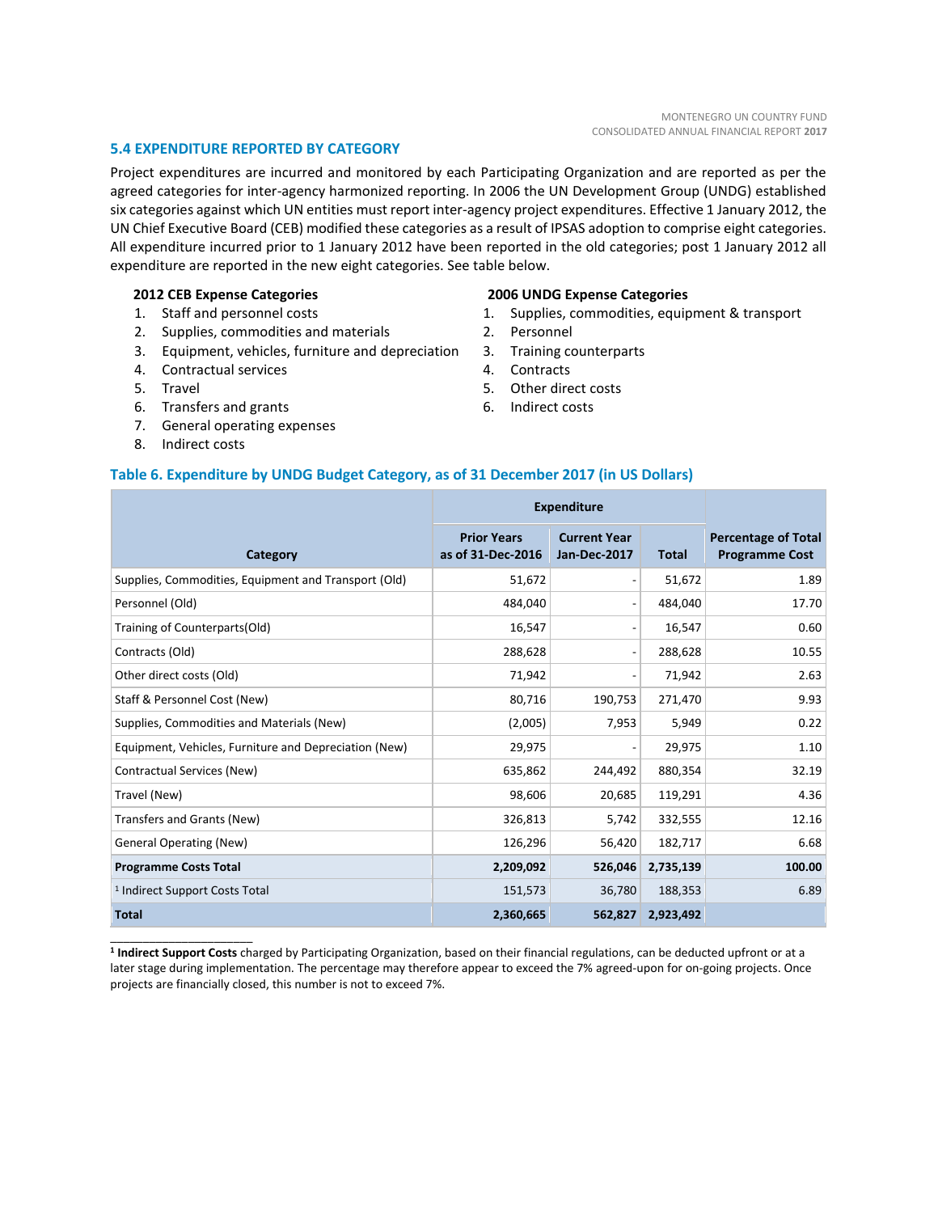## 5.4 EXPENDITURE REPORTED BY CATEGORY

Project expenditures are incurred and monitored by each Participating Organization and are reported as per the agreed categories for inter-agency harmonized reporting. In 2006 the UN Development Group (UNDG) established six categories against which UN entities must report inter-agency project expenditures. Effective 1 January 2012, the UN Chief Executive Board (CEB) modified these categories as a result of IPSAS adoption to comprise eight categories. All expenditure incurred prior to 1 January 2012 have been reported in the old categories; post 1 January 2012 all expenditure are reported in the new eight categories. See table below.

**2012 CEB Expense Categories**

1. Staff and personnel costs
2. Supplies, commodities and materials
3. Equipment, vehicles, furniture and depreciation
4. Contractual services
5. Travel
6. Transfers and grants
7. General operating expenses
8. Indirect costs

**2006 UNDG Expense Categories**

1. Supplies, commodities, equipment & transport
2. Personnel
3. Training counterparts
4. Contracts
5. Other direct costs
6. Indirect costs

### Table 6. Expenditure by UNDG Budget Category, as of 31 December 2017 (in US Dollars)

| Category | Expenditure | | | Percentage of Total Programme Cost |
|---|---|---|---|---|
| | Prior Years as of 31-Dec-2016 | Current Year Jan-Dec-2017 | Total | |
| Supplies, Commodities, Equipment and Transport (Old) | 51,672 | - | 51,672 | 1.89 |
| Personnel (Old) | 484,040 | - | 484,040 | 17.70 |
| Training of Counterparts(Old) | 16,547 | - | 16,547 | 0.60 |
| Contracts (Old) | 288,628 | - | 288,628 | 10.55 |
| Other direct costs (Old) | 71,942 | - | 71,942 | 2.63 |
| Staff & Personnel Cost (New) | 80,716 | 190,753 | 271,470 | 9.93 |
| Supplies, Commodities and Materials (New) | (2,005) | 7,953 | 5,949 | 0.22 |
| Equipment, Vehicles, Furniture and Depreciation (New) | 29,975 | - | 29,975 | 1.10 |
| Contractual Services (New) | 635,862 | 244,492 | 880,354 | 32.19 |
| Travel (New) | 98,606 | 20,685 | 119,291 | 4.36 |
| Transfers and Grants (New) | 326,813 | 5,742 | 332,555 | 12.16 |
| General Operating (New) | 126,296 | 56,420 | 182,717 | 6.68 |
| **Programme Costs Total** | **2,209,092** | **526,046** | **2,735,139** | **100.00** |
| [1] Indirect Support Costs Total | 151,573 | 36,780 | 188,353 | 6.89 |
| **Total** | **2,360,665** | **562,827** | **2,923,492** | |

[1] **Indirect Support Costs** charged by Participating Organization, based on their financial regulations, can be deducted upfront or at a later stage during implementation. The percentage may therefore appear to exceed the 7% agreed-upon for on-going projects. Once projects are financially closed, this number is not to exceed 7%.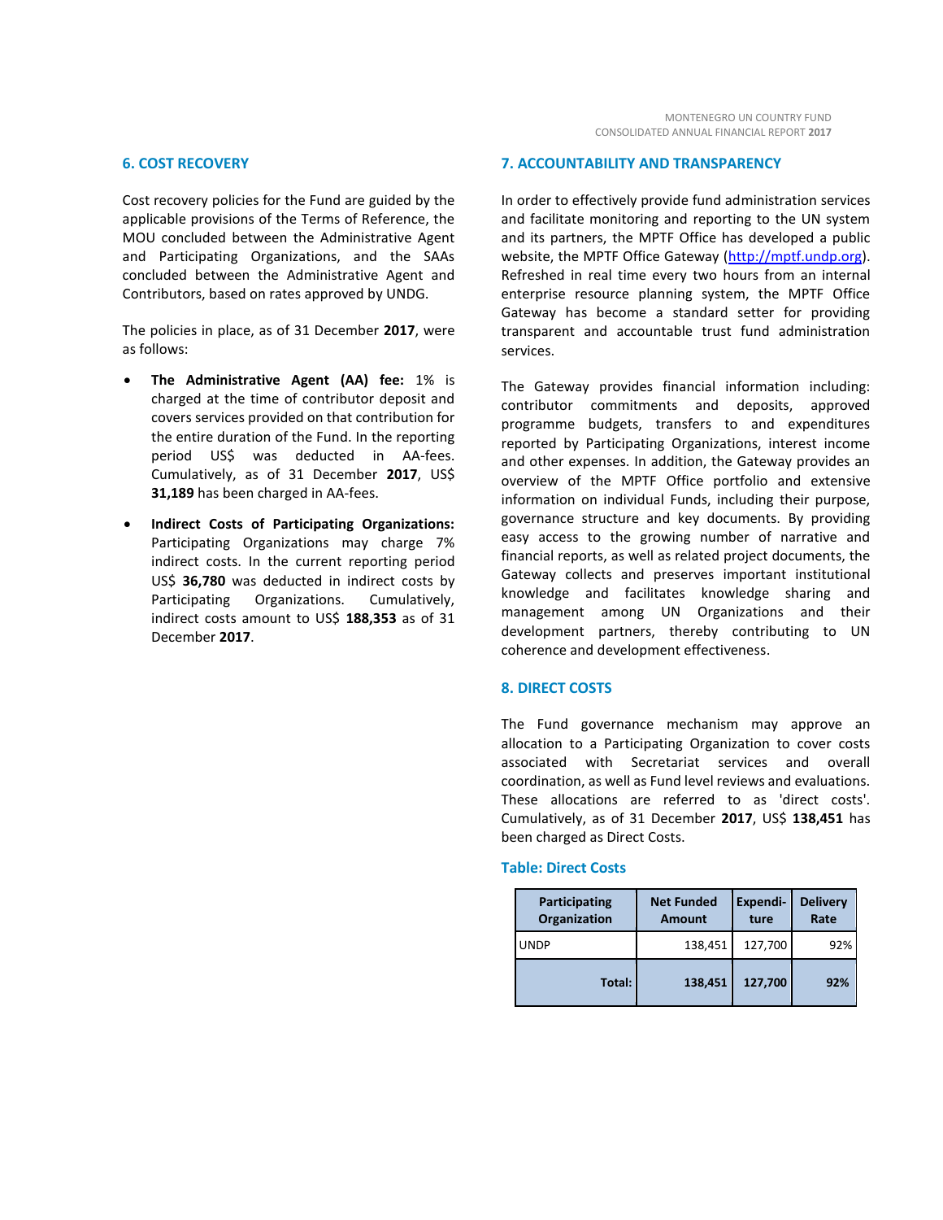## 6. COST RECOVERY

Cost recovery policies for the Fund are guided by the applicable provisions of the Terms of Reference, the MOU concluded between the Administrative Agent and Participating Organizations, and the SAAs concluded between the Administrative Agent and Contributors, based on rates approved by UNDG.

The policies in place, as of 31 December **2017**, were as follows:

- **The Administrative Agent (AA) fee:** 1% is charged at the time of contributor deposit and covers services provided on that contribution for the entire duration of the Fund. In the reporting period US$ was deducted in AA-fees. Cumulatively, as of 31 December **2017**, US$ **31,189** has been charged in AA-fees.
- **Indirect Costs of Participating Organizations:** Participating Organizations may charge 7% indirect costs. In the current reporting period US$ **36,780** was deducted in indirect costs by Participating Organizations. Cumulatively, indirect costs amount to US$ **188,353** as of 31 December **2017**.

## 7. ACCOUNTABILITY AND TRANSPARENCY

In order to effectively provide fund administration services and facilitate monitoring and reporting to the UN system and its partners, the MPTF Office has developed a public website, the MPTF Office Gateway (http://mptf.undp.org). Refreshed in real time every two hours from an internal enterprise resource planning system, the MPTF Office Gateway has become a standard setter for providing transparent and accountable trust fund administration services.

The Gateway provides financial information including: contributor commitments and deposits, approved programme budgets, transfers to and expenditures reported by Participating Organizations, interest income and other expenses. In addition, the Gateway provides an overview of the MPTF Office portfolio and extensive information on individual Funds, including their purpose, governance structure and key documents. By providing easy access to the growing number of narrative and financial reports, as well as related project documents, the Gateway collects and preserves important institutional knowledge and facilitates knowledge sharing and management among UN Organizations and their development partners, thereby contributing to UN coherence and development effectiveness.

## 8. DIRECT COSTS

The Fund governance mechanism may approve an allocation to a Participating Organization to cover costs associated with Secretariat services and overall coordination, as well as Fund level reviews and evaluations. These allocations are referred to as 'direct costs'. Cumulatively, as of 31 December **2017**, US$ **138,451** has been charged as Direct Costs.

### Table: Direct Costs

| Participating Organization | Net Funded Amount | Expendi-ture | Delivery Rate |
|---|---|---|---|
| UNDP | 138,451 | 127,700 | 92% |
| **Total:** | **138,451** | **127,700** | **92%** |